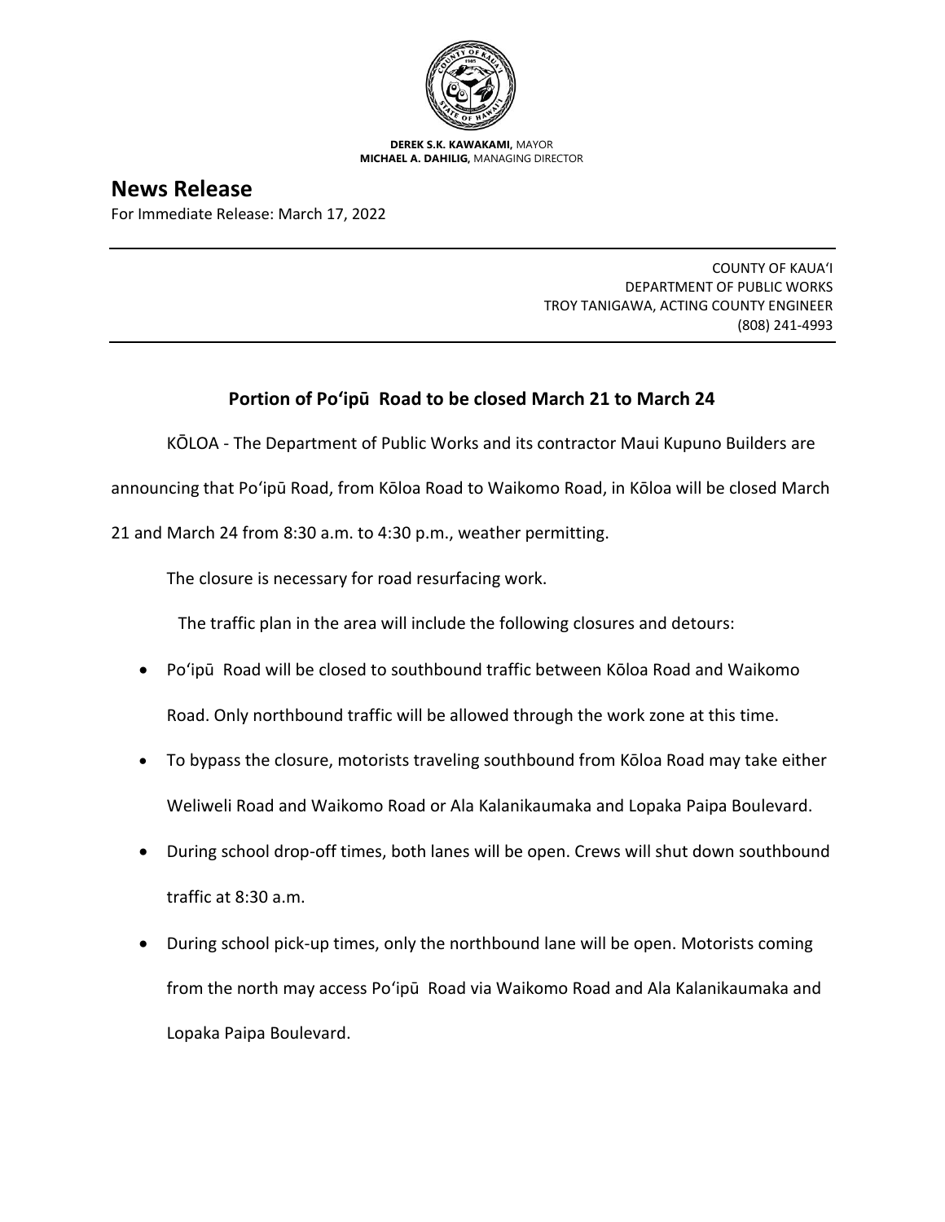**DEREK S.K. KAWAKAMI,** MAYOR
**MICHAEL A. DAHILIG,** MANAGING DIRECTOR

# News Release

For Immediate Release: March 17, 2022

---

COUNTY OF KAUAʻI
DEPARTMENT OF PUBLIC WORKS
TROY TANIGAWA, ACTING COUNTY ENGINEER
(808) 241-4993

---

## Portion of Poʻipū Road to be closed March 21 to March 24

KŌLOA - The Department of Public Works and its contractor Maui Kupuno Builders are announcing that Poʻipū Road, from Kōloa Road to Waikomo Road, in Kōloa will be closed March 21 and March 24 from 8:30 a.m. to 4:30 p.m., weather permitting.

The closure is necessary for road resurfacing work.

The traffic plan in the area will include the following closures and detours:

- Poʻipū Road will be closed to southbound traffic between Kōloa Road and Waikomo Road. Only northbound traffic will be allowed through the work zone at this time.
- To bypass the closure, motorists traveling southbound from Kōloa Road may take either Weliweli Road and Waikomo Road or Ala Kalanikaumaka and Lopaka Paipa Boulevard.
- During school drop-off times, both lanes will be open. Crews will shut down southbound traffic at 8:30 a.m.
- During school pick-up times, only the northbound lane will be open. Motorists coming from the north may access Poʻipū Road via Waikomo Road and Ala Kalanikaumaka and Lopaka Paipa Boulevard.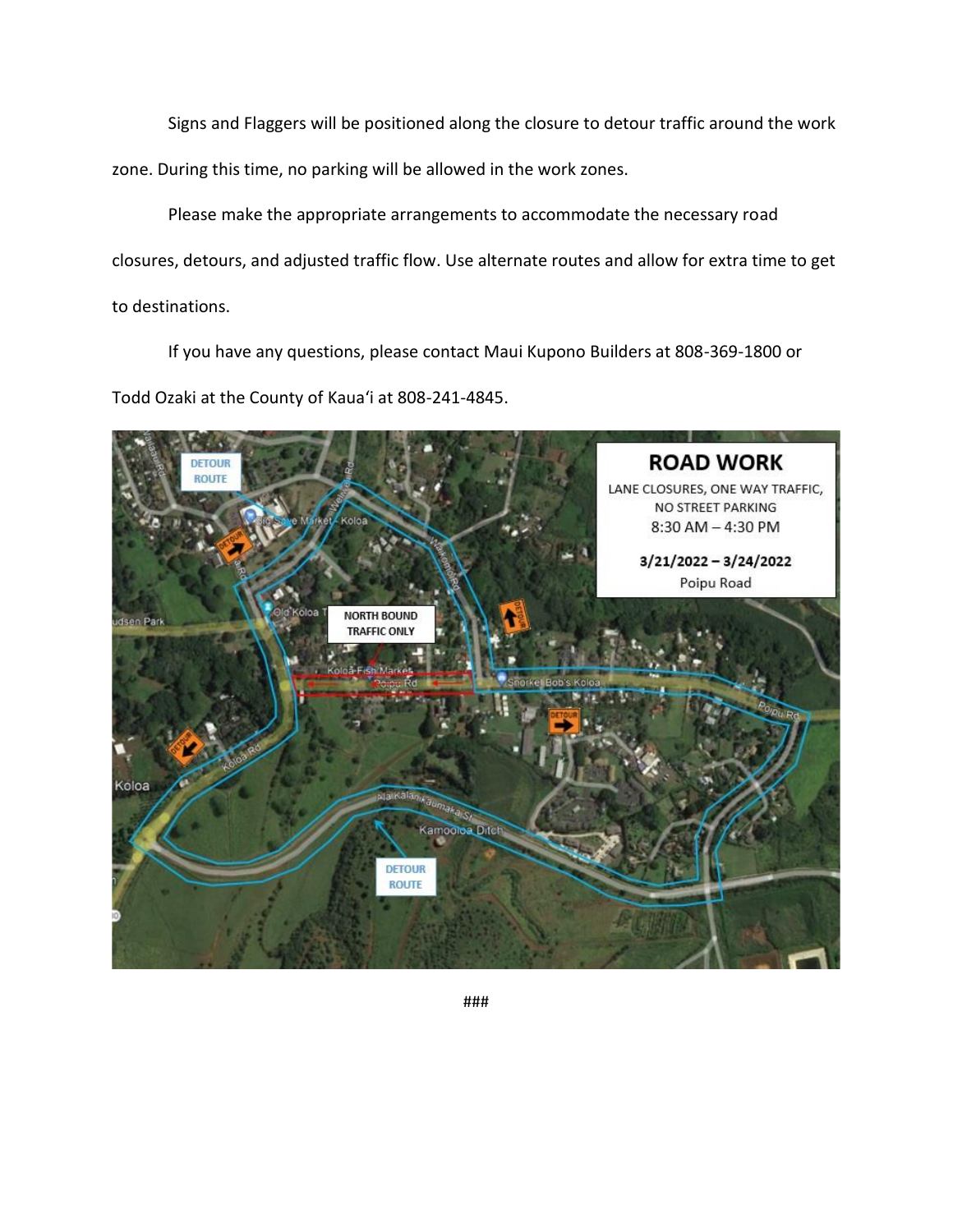Signs and Flaggers will be positioned along the closure to detour traffic around the work zone. During this time, no parking will be allowed in the work zones.

Please make the appropriate arrangements to accommodate the necessary road closures, detours, and adjusted traffic flow. Use alternate routes and allow for extra time to get to destinations.

If you have any questions, please contact Maui Kupono Builders at 808-369-1800 or Todd Ozaki at the County of Kaua'i at 808-241-4845.

ROAD WORK

LANE CLOSURES, ONE WAY TRAFFIC, NO STREET PARKING

8:30 AM – 4:30 PM

3/21/2022 – 3/24/2022

Poipu Road

DETOUR ROUTE

NORTH BOUND TRAFFIC ONLY

DETOUR ROUTE

###